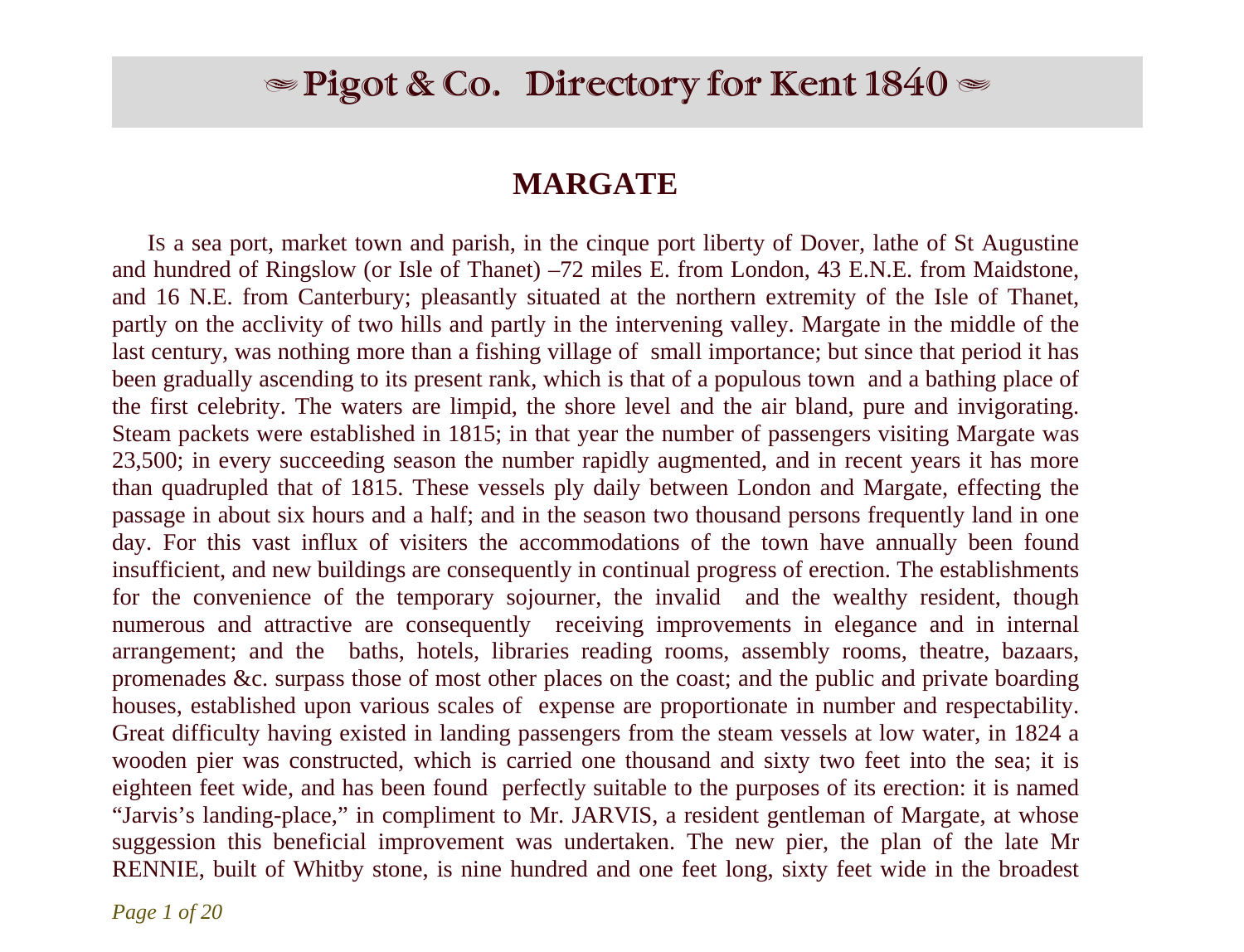# ≈ Pigot & Co. Directory for Kent 1840 ≈

## MARGATE

IS a sea port, market town and parish, in the cinque port liberty of Dover, lathe of St Augustine and hundred of Ringslow (or Isle of Thanet) –72 miles E. from London, 43 E.N.E. from Maidstone, and 16 N.E. from Canterbury; pleasantly situated at the northern extremity of the Isle of Thanet, partly on the acclivity of two hills and partly in the intervening valley. Margate in the middle of the last century, was nothing more than a fishing village of small importance; but since that period it has been gradually ascending to its present rank, which is that of a populous town and a bathing place of the first celebrity. The waters are limpid, the shore level and the air bland, pure and invigorating. Steam packets were established in 1815; in that year the number of passengers visiting Margate was 23,500; in every succeeding season the number rapidly augmented, and in recent years it has more than quadrupled that of 1815. These vessels ply daily between London and Margate, effecting the passage in about six hours and a half; and in the season two thousand persons frequently land in one day. For this vast influx of visiters the accommodations of the town have annually been found insufficient, and new buildings are consequently in continual progress of erection. The establishments for the convenience of the temporary sojourner, the invalid and the wealthy resident, though numerous and attractive are consequently receiving improvements in elegance and in internal arrangement; and the baths, hotels, libraries reading rooms, assembly rooms, theatre, bazaars, promenades &c. surpass those of most other places on the coast; and the public and private boarding houses, established upon various scales of expense are proportionate in number and respectability. Great difficulty having existed in landing passengers from the steam vessels at low water, in 1824 a wooden pier was constructed, which is carried one thousand and sixty two feet into the sea; it is eighteen feet wide, and has been found perfectly suitable to the purposes of its erection: it is named "Jarvis's landing-place," in compliment to Mr. JARVIS, a resident gentleman of Margate, at whose suggession this beneficial improvement was undertaken. The new pier, the plan of the late Mr RENNIE, built of Whitby stone, is nine hundred and one feet long, sixty feet wide in the broadest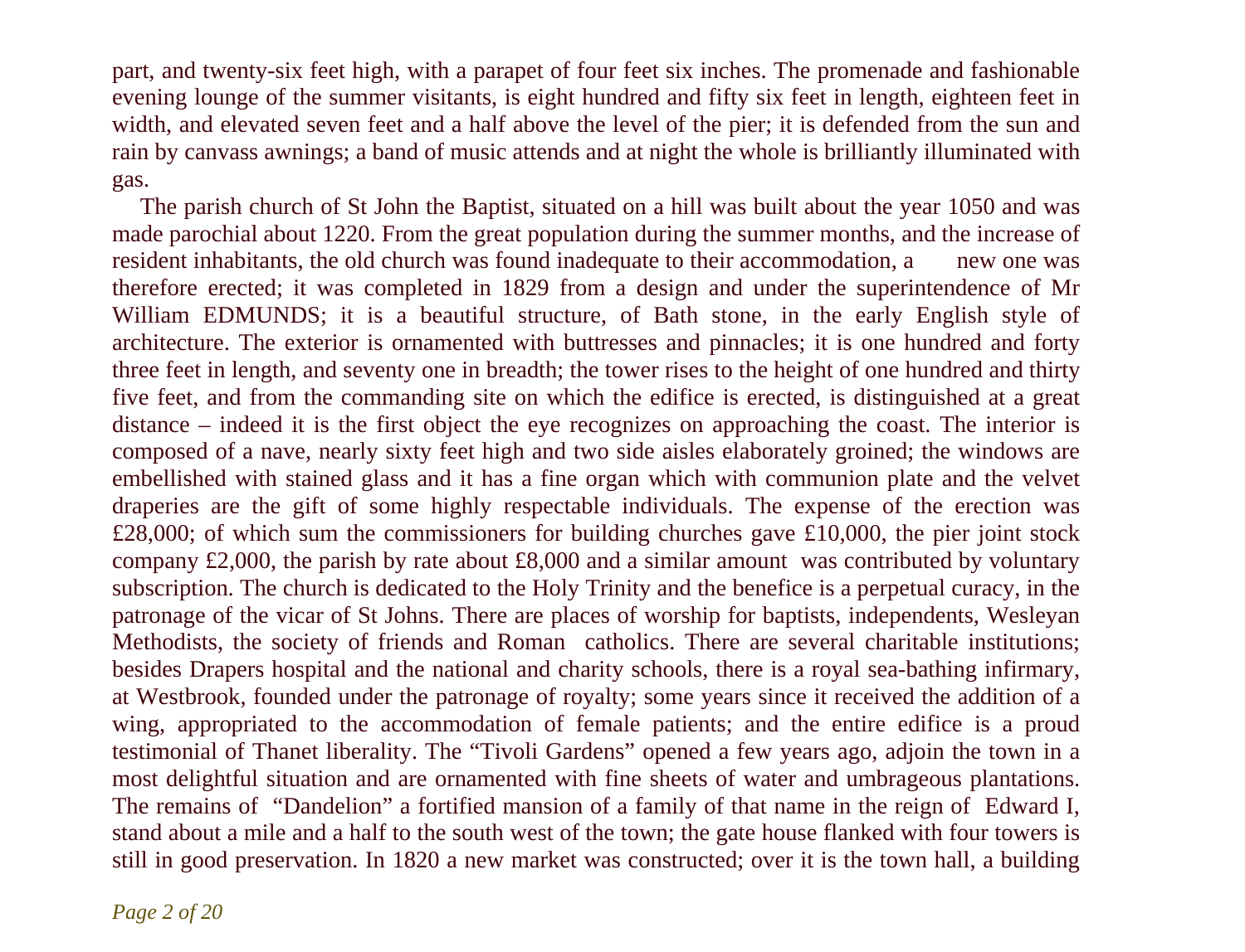part, and twenty-six feet high, with a parapet of four feet six inches. The promenade and fashionable evening lounge of the summer visitants, is eight hundred and fifty six feet in length, eighteen feet in width, and elevated seven feet and a half above the level of the pier; it is defended from the sun and rain by canvass awnings; a band of music attends and at night the whole is brilliantly illuminated with gas.

The parish church of St John the Baptist, situated on a hill was built about the year 1050 and was made parochial about 1220. From the great population during the summer months, and the increase of resident inhabitants, the old church was found inadequate to their accommodation, a new one was therefore erected; it was completed in 1829 from a design and under the superintendence of Mr William EDMUNDS; it is a beautiful structure, of Bath stone, in the early English style of architecture. The exterior is ornamented with buttresses and pinnacles; it is one hundred and forty three feet in length, and seventy one in breadth; the tower rises to the height of one hundred and thirty five feet, and from the commanding site on which the edifice is erected, is distinguished at a great distance – indeed it is the first object the eye recognizes on approaching the coast. The interior is composed of a nave, nearly sixty feet high and two side aisles elaborately groined; the windows are embellished with stained glass and it has a fine organ which with communion plate and the velvet draperies are the gift of some highly respectable individuals. The expense of the erection was £28,000; of which sum the commissioners for building churches gave £10,000, the pier joint stock company £2,000, the parish by rate about £8,000 and a similar amount was contributed by voluntary subscription. The church is dedicated to the Holy Trinity and the benefice is a perpetual curacy, in the patronage of the vicar of St Johns. There are places of worship for baptists, independents, Wesleyan Methodists, the society of friends and Roman catholics. There are several charitable institutions; besides Drapers hospital and the national and charity schools, there is a royal sea-bathing infirmary, at Westbrook, founded under the patronage of royalty; some years since it received the addition of a wing, appropriated to the accommodation of female patients; and the entire edifice is a proud testimonial of Thanet liberality. The "Tivoli Gardens" opened a few years ago, adjoin the town in a most delightful situation and are ornamented with fine sheets of water and umbrageous plantations. The remains of "Dandelion" a fortified mansion of a family of that name in the reign of Edward I, stand about a mile and a half to the south west of the town; the gate house flanked with four towers is still in good preservation. In 1820 a new market was constructed; over it is the town hall, a building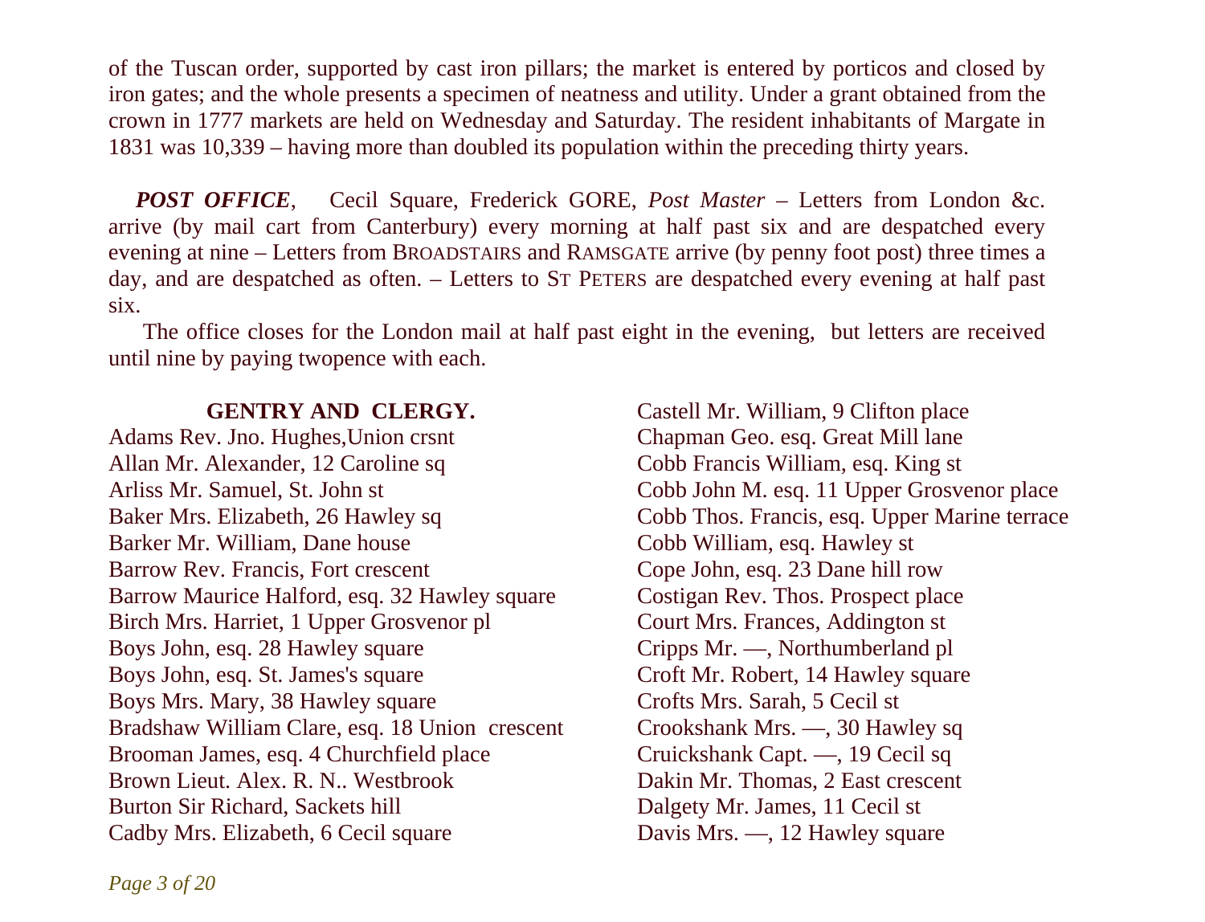of the Tuscan order, supported by cast iron pillars; the market is entered by porticos and closed by iron gates; and the whole presents a specimen of neatness and utility. Under a grant obtained from the crown in 1777 markets are held on Wednesday and Saturday. The resident inhabitants of Margate in 1831 was 10,339 – having more than doubled its population within the preceding thirty years.

***POST OFFICE***, Cecil Square, Frederick GORE, *Post Master* – Letters from London &c. arrive (by mail cart from Canterbury) every morning at half past six and are despatched every evening at nine – Letters from BROADSTAIRS and RAMSGATE arrive (by penny foot post) three times a day, and are despatched as often. – Letters to ST PETERS are despatched every evening at half past six.

The office closes for the London mail at half past eight in the evening, but letters are received until nine by paying twopence with each.

## GENTRY AND CLERGY.

Adams Rev. Jno. Hughes,Union crsnt
Allan Mr. Alexander, 12 Caroline sq
Arliss Mr. Samuel, St. John st
Baker Mrs. Elizabeth, 26 Hawley sq
Barker Mr. William, Dane house
Barrow Rev. Francis, Fort crescent
Barrow Maurice Halford, esq. 32 Hawley square
Birch Mrs. Harriet, 1 Upper Grosvenor pl
Boys John, esq. 28 Hawley square
Boys John, esq. St. James's square
Boys Mrs. Mary, 38 Hawley square
Bradshaw William Clare, esq. 18 Union crescent
Brooman James, esq. 4 Churchfield place
Brown Lieut. Alex. R. N.. Westbrook
Burton Sir Richard, Sackets hill
Cadby Mrs. Elizabeth, 6 Cecil square
Castell Mr. William, 9 Clifton place
Chapman Geo. esq. Great Mill lane
Cobb Francis William, esq. King st
Cobb John M. esq. 11 Upper Grosvenor place
Cobb Thos. Francis, esq. Upper Marine terrace
Cobb William, esq. Hawley st
Cope John, esq. 23 Dane hill row
Costigan Rev. Thos. Prospect place
Court Mrs. Frances, Addington st
Cripps Mr. —, Northumberland pl
Croft Mr. Robert, 14 Hawley square
Crofts Mrs. Sarah, 5 Cecil st
Crookshank Mrs. —, 30 Hawley sq
Cruickshank Capt. —, 19 Cecil sq
Dakin Mr. Thomas, 2 East crescent
Dalgety Mr. James, 11 Cecil st
Davis Mrs. —, 12 Hawley square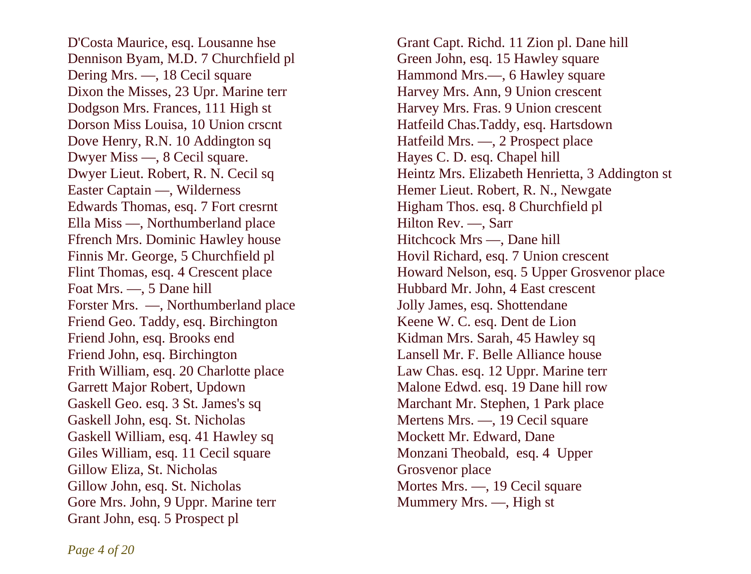D'Costa Maurice, esq. Lousanne hse
Dennison Byam, M.D. 7 Churchfield pl
Dering Mrs. —, 18 Cecil square
Dixon the Misses, 23 Upr. Marine terr
Dodgson Mrs. Frances, 111 High st
Dorson Miss Louisa, 10 Union crscnt
Dove Henry, R.N. 10 Addington sq
Dwyer Miss —, 8 Cecil square.
Dwyer Lieut. Robert, R. N. Cecil sq
Easter Captain —, Wilderness
Edwards Thomas, esq. 7 Fort cresrnt
Ella Miss —, Northumberland place
Ffrench Mrs. Dominic Hawley house
Finnis Mr. George, 5 Churchfield pl
Flint Thomas, esq. 4 Crescent place
Foat Mrs. —, 5 Dane hill
Forster Mrs. —, Northumberland place
Friend Geo. Taddy, esq. Birchington
Friend John, esq. Brooks end
Friend John, esq. Birchington
Frith William, esq. 20 Charlotte place
Garrett Major Robert, Updown
Gaskell Geo. esq. 3 St. James's sq
Gaskell John, esq. St. Nicholas
Gaskell William, esq. 41 Hawley sq
Giles William, esq. 11 Cecil square
Gillow Eliza, St. Nicholas
Gillow John, esq. St. Nicholas
Gore Mrs. John, 9 Uppr. Marine terr
Grant John, esq. 5 Prospect pl
Grant Capt. Richd. 11 Zion pl. Dane hill
Green John, esq. 15 Hawley square
Hammond Mrs.—, 6 Hawley square
Harvey Mrs. Ann, 9 Union crescent
Harvey Mrs. Fras. 9 Union crescent
Hatfeild Chas.Taddy, esq. Hartsdown
Hatfeild Mrs. —, 2 Prospect place
Hayes C. D. esq. Chapel hill
Heintz Mrs. Elizabeth Henrietta, 3 Addington st
Hemer Lieut. Robert, R. N., Newgate
Higham Thos. esq. 8 Churchfield pl
Hilton Rev. —, Sarr
Hitchcock Mrs —, Dane hill
Hovil Richard, esq. 7 Union crescent
Howard Nelson, esq. 5 Upper Grosvenor place
Hubbard Mr. John, 4 East crescent
Jolly James, esq. Shottendane
Keene W. C. esq. Dent de Lion
Kidman Mrs. Sarah, 45 Hawley sq
Lansell Mr. F. Belle Alliance house
Law Chas. esq. 12 Uppr. Marine terr
Malone Edwd. esq. 19 Dane hill row
Marchant Mr. Stephen, 1 Park place
Mertens Mrs. —, 19 Cecil square
Mockett Mr. Edward, Dane
Monzani Theobald, esq. 4 Upper Grosvenor place
Mortes Mrs. —, 19 Cecil square
Mummery Mrs. —, High st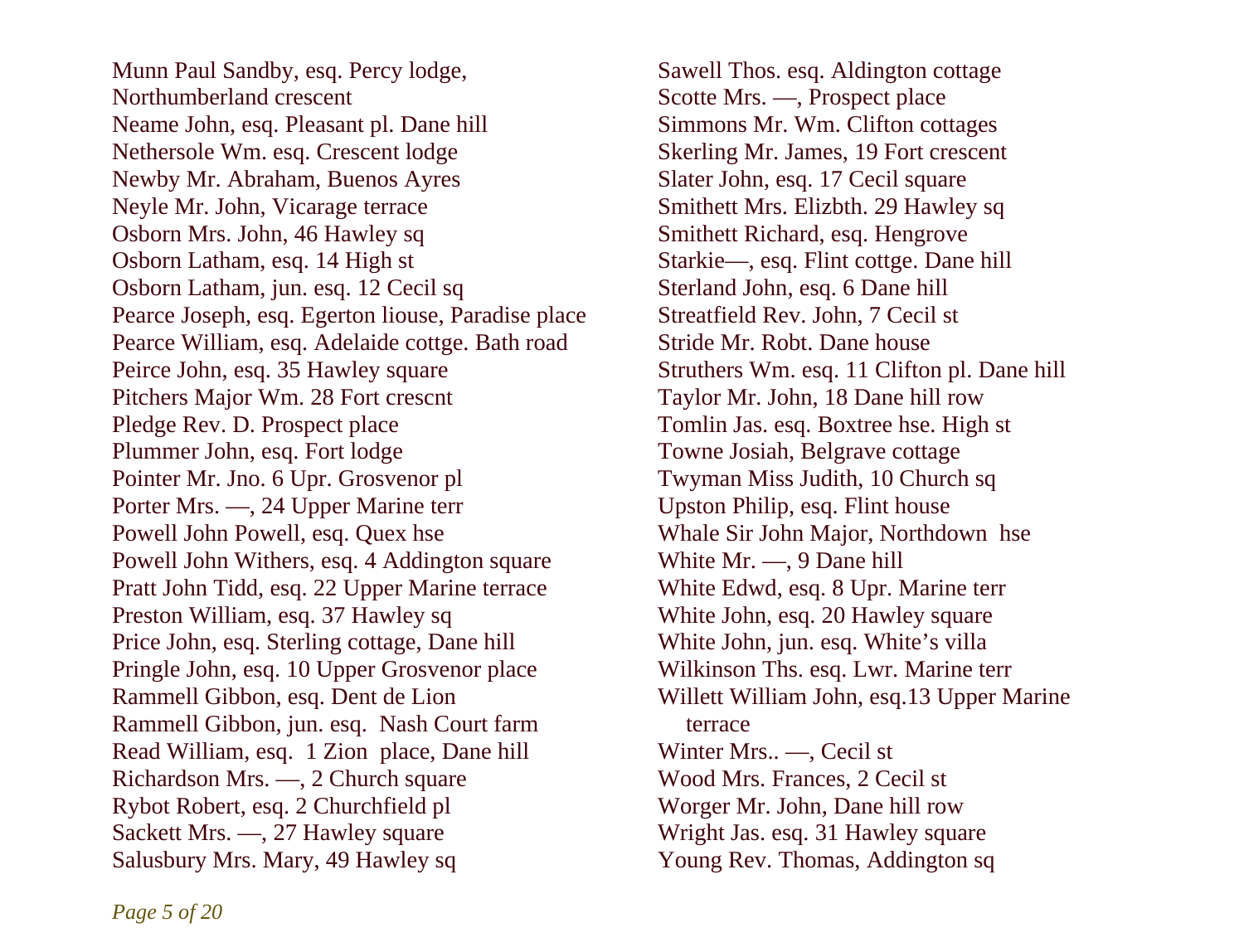Munn Paul Sandby, esq. Percy lodge, Northumberland crescent
Neame John, esq. Pleasant pl. Dane hill
Nethersole Wm. esq. Crescent lodge
Newby Mr. Abraham, Buenos Ayres
Neyle Mr. John, Vicarage terrace
Osborn Mrs. John, 46 Hawley sq
Osborn Latham, esq. 14 High st
Osborn Latham, jun. esq. 12 Cecil sq
Pearce Joseph, esq. Egerton liouse, Paradise place
Pearce William, esq. Adelaide cottge. Bath road
Peirce John, esq. 35 Hawley square
Pitchers Major Wm. 28 Fort crescnt
Pledge Rev. D. Prospect place
Plummer John, esq. Fort lodge
Pointer Mr. Jno. 6 Upr. Grosvenor pl
Porter Mrs. —, 24 Upper Marine terr
Powell John Powell, esq. Quex hse
Powell John Withers, esq. 4 Addington square
Pratt John Tidd, esq. 22 Upper Marine terrace
Preston William, esq. 37 Hawley sq
Price John, esq. Sterling cottage, Dane hill
Pringle John, esq. 10 Upper Grosvenor place
Rammell Gibbon, esq. Dent de Lion
Rammell Gibbon, jun. esq. Nash Court farm
Read William, esq. 1 Zion place, Dane hill
Richardson Mrs. —, 2 Church square
Rybot Robert, esq. 2 Churchfield pl
Sackett Mrs. —, 27 Hawley square
Salusbury Mrs. Mary, 49 Hawley sq
Sawell Thos. esq. Aldington cottage
Scotte Mrs. —, Prospect place
Simmons Mr. Wm. Clifton cottages
Skerling Mr. James, 19 Fort crescent
Slater John, esq. 17 Cecil square
Smithett Mrs. Elizbth. 29 Hawley sq
Smithett Richard, esq. Hengrove
Starkie—, esq. Flint cottge. Dane hill
Sterland John, esq. 6 Dane hill
Streatfield Rev. John, 7 Cecil st
Stride Mr. Robt. Dane house
Struthers Wm. esq. 11 Clifton pl. Dane hill
Taylor Mr. John, 18 Dane hill row
Tomlin Jas. esq. Boxtree hse. High st
Towne Josiah, Belgrave cottage
Twyman Miss Judith, 10 Church sq
Upston Philip, esq. Flint house
Whale Sir John Major, Northdown hse
White Mr. —, 9 Dane hill
White Edwd, esq. 8 Upr. Marine terr
White John, esq. 20 Hawley square
White John, jun. esq. White's villa
Wilkinson Ths. esq. Lwr. Marine terr
Willett William John, esq.13 Upper Marine terrace
Winter Mrs.. —, Cecil st
Wood Mrs. Frances, 2 Cecil st
Worger Mr. John, Dane hill row
Wright Jas. esq. 31 Hawley square
Young Rev. Thomas, Addington sq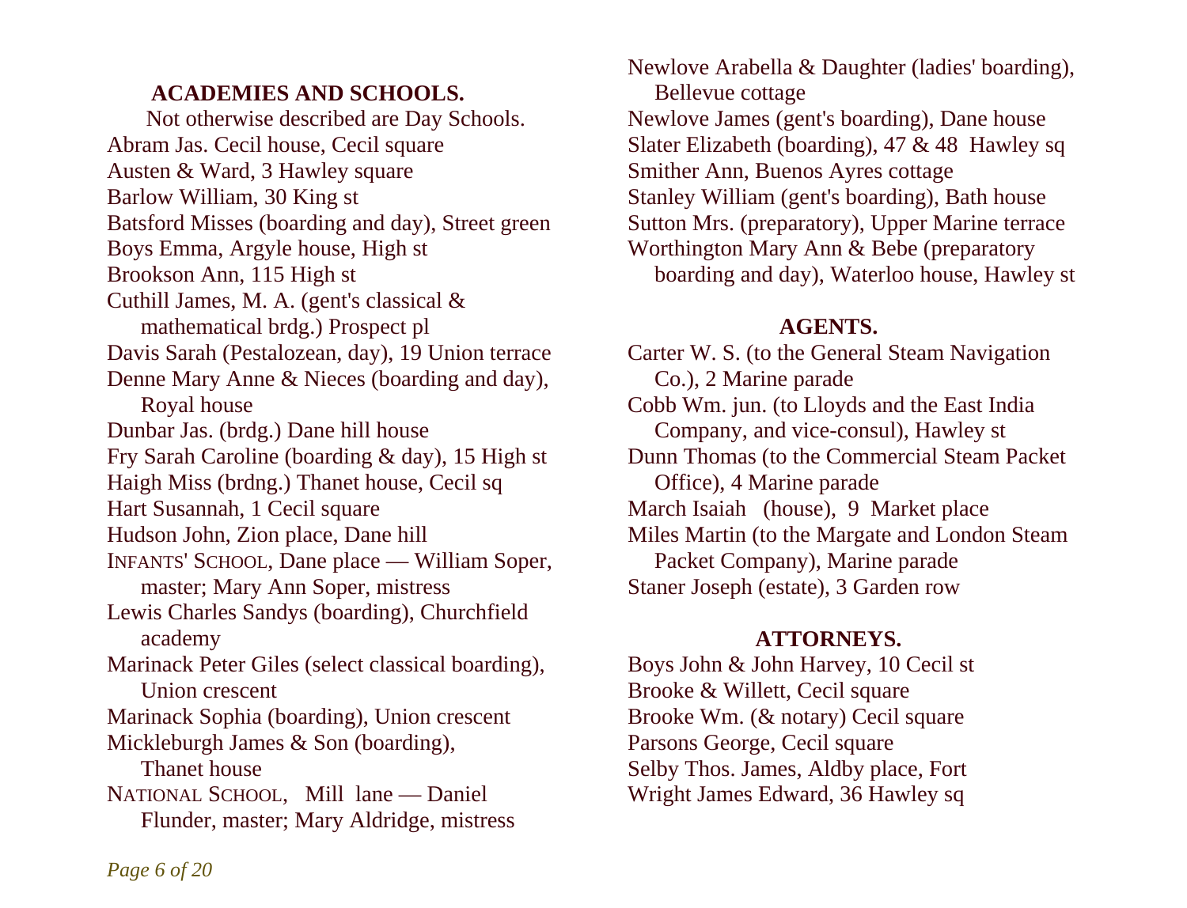## ACADEMIES AND SCHOOLS.

Not otherwise described are Day Schools.

Abram Jas. Cecil house, Cecil square
Austen & Ward, 3 Hawley square
Barlow William, 30 King st
Batsford Misses (boarding and day), Street green
Boys Emma, Argyle house, High st
Brookson Ann, 115 High st
Cuthill James, M. A. (gent's classical & mathematical brdg.) Prospect pl
Davis Sarah (Pestalozean, day), 19 Union terrace
Denne Mary Anne & Nieces (boarding and day), Royal house
Dunbar Jas. (brdg.) Dane hill house
Fry Sarah Caroline (boarding & day), 15 High st
Haigh Miss (brdng.) Thanet house, Cecil sq
Hart Susannah, 1 Cecil square
Hudson John, Zion place, Dane hill
INFANTS' SCHOOL, Dane place — William Soper, master; Mary Ann Soper, mistress
Lewis Charles Sandys (boarding), Churchfield academy
Marinack Peter Giles (select classical boarding), Union crescent
Marinack Sophia (boarding), Union crescent
Mickleburgh James & Son (boarding), Thanet house
NATIONAL SCHOOL, Mill lane — Daniel Flunder, master; Mary Aldridge, mistress
Newlove Arabella & Daughter (ladies' boarding), Bellevue cottage
Newlove James (gent's boarding), Dane house
Slater Elizabeth (boarding), 47 & 48 Hawley sq
Smither Ann, Buenos Ayres cottage
Stanley William (gent's boarding), Bath house
Sutton Mrs. (preparatory), Upper Marine terrace
Worthington Mary Ann & Bebe (preparatory boarding and day), Waterloo house, Hawley st

## AGENTS.

Carter W. S. (to the General Steam Navigation Co.), 2 Marine parade
Cobb Wm. jun. (to Lloyds and the East India Company, and vice-consul), Hawley st
Dunn Thomas (to the Commercial Steam Packet Office), 4 Marine parade
March Isaiah (house), 9 Market place
Miles Martin (to the Margate and London Steam Packet Company), Marine parade
Staner Joseph (estate), 3 Garden row

## ATTORNEYS.

Boys John & John Harvey, 10 Cecil st
Brooke & Willett, Cecil square
Brooke Wm. (& notary) Cecil square
Parsons George, Cecil square
Selby Thos. James, Aldby place, Fort
Wright James Edward, 36 Hawley sq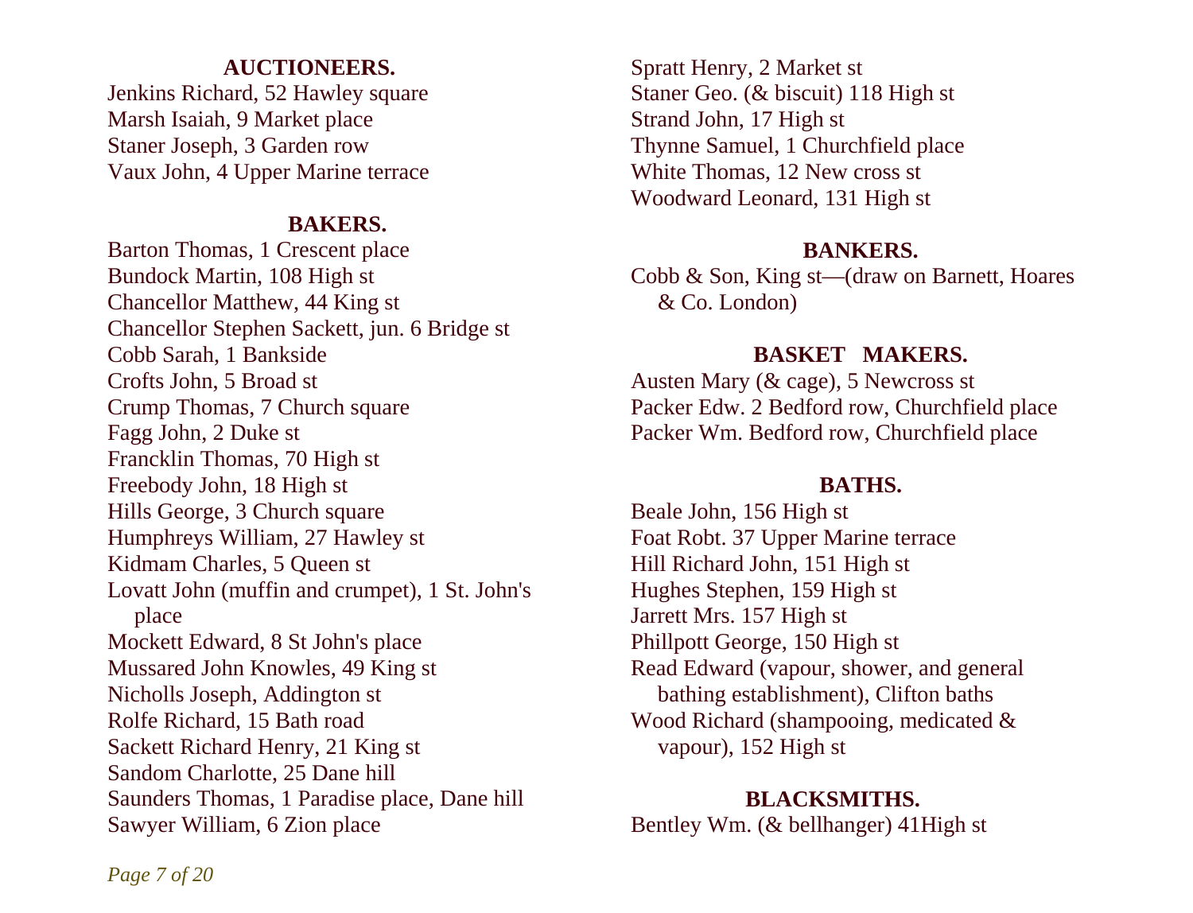## AUCTIONEERS.

Jenkins Richard, 52 Hawley square
Marsh Isaiah, 9 Market place
Staner Joseph, 3 Garden row
Vaux John, 4 Upper Marine terrace

## BAKERS.

Barton Thomas, 1 Crescent place
Bundock Martin, 108 High st
Chancellor Matthew, 44 King st
Chancellor Stephen Sackett, jun. 6 Bridge st
Cobb Sarah, 1 Bankside
Crofts John, 5 Broad st
Crump Thomas, 7 Church square
Fagg John, 2 Duke st
Francklin Thomas, 70 High st
Freebody John, 18 High st
Hills George, 3 Church square
Humphreys William, 27 Hawley st
Kidmam Charles, 5 Queen st
Lovatt John (muffin and crumpet), 1 St. John's place
Mockett Edward, 8 St John's place
Mussared John Knowles, 49 King st
Nicholls Joseph, Addington st
Rolfe Richard, 15 Bath road
Sackett Richard Henry, 21 King st
Sandom Charlotte, 25 Dane hill
Saunders Thomas, 1 Paradise place, Dane hill
Sawyer William, 6 Zion place
Spratt Henry, 2 Market st
Staner Geo. (& biscuit) 118 High st
Strand John, 17 High st
Thynne Samuel, 1 Churchfield place
White Thomas, 12 New cross st
Woodward Leonard, 131 High st

## BANKERS.

Cobb & Son, King st—(draw on Barnett, Hoares & Co. London)

## BASKET MAKERS.

Austen Mary (& cage), 5 Newcross st
Packer Edw. 2 Bedford row, Churchfield place
Packer Wm. Bedford row, Churchfield place

## BATHS.

Beale John, 156 High st
Foat Robt. 37 Upper Marine terrace
Hill Richard John, 151 High st
Hughes Stephen, 159 High st
Jarrett Mrs. 157 High st
Phillpott George, 150 High st
Read Edward (vapour, shower, and general bathing establishment), Clifton baths
Wood Richard (shampooing, medicated & vapour), 152 High st

## BLACKSMITHS.

Bentley Wm. (& bellhanger) 41High st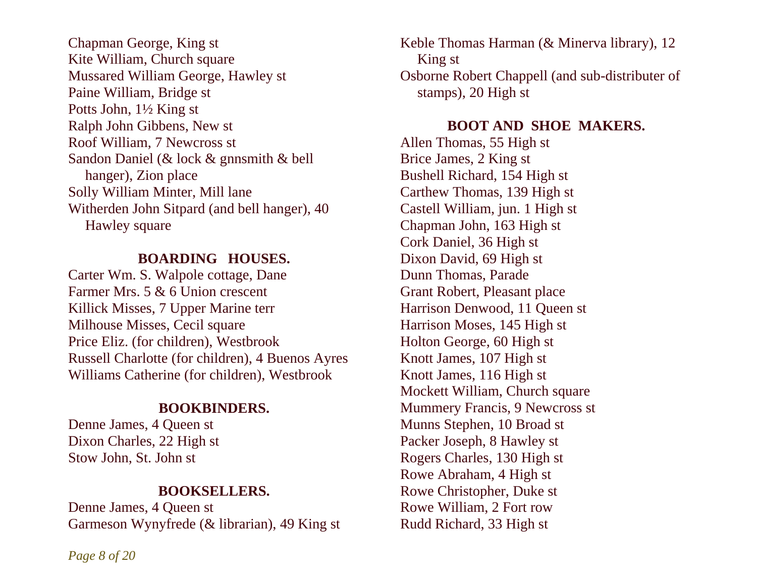Chapman George, King st
Kite William, Church square
Mussared William George, Hawley st
Paine William, Bridge st
Potts John, 1½ King st
Ralph John Gibbens, New st
Roof William, 7 Newcross st
Sandon Daniel (& lock & gnnsmith & bell hanger), Zion place
Solly William Minter, Mill lane
Witherden John Sitpard (and bell hanger), 40 Hawley square

### BOARDING HOUSES.

Carter Wm. S. Walpole cottage, Dane
Farmer Mrs. 5 & 6 Union crescent
Killick Misses, 7 Upper Marine terr
Milhouse Misses, Cecil square
Price Eliz. (for children), Westbrook
Russell Charlotte (for children), 4 Buenos Ayres
Williams Catherine (for children), Westbrook

### BOOKBINDERS.

Denne James, 4 Queen st
Dixon Charles, 22 High st
Stow John, St. John st

### BOOKSELLERS.

Denne James, 4 Queen st
Garmeson Wynyfrede (& librarian), 49 King st
Keble Thomas Harman (& Minerva library), 12 King st
Osborne Robert Chappell (and sub-distributer of stamps), 20 High st

### BOOT AND SHOE MAKERS.

Allen Thomas, 55 High st
Brice James, 2 King st
Bushell Richard, 154 High st
Carthew Thomas, 139 High st
Castell William, jun. 1 High st
Chapman John, 163 High st
Cork Daniel, 36 High st
Dixon David, 69 High st
Dunn Thomas, Parade
Grant Robert, Pleasant place
Harrison Denwood, 11 Queen st
Harrison Moses, 145 High st
Holton George, 60 High st
Knott James, 107 High st
Knott James, 116 High st
Mockett William, Church square
Mummery Francis, 9 Newcross st
Munns Stephen, 10 Broad st
Packer Joseph, 8 Hawley st
Rogers Charles, 130 High st
Rowe Abraham, 4 High st
Rowe Christopher, Duke st
Rowe William, 2 Fort row
Rudd Richard, 33 High st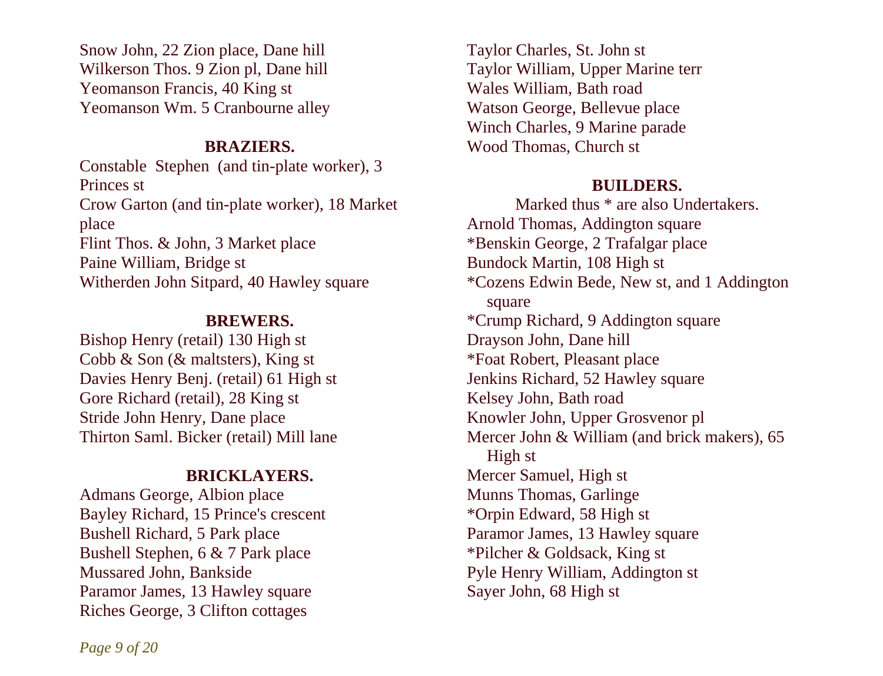Snow John, 22 Zion place, Dane hill
Wilkerson Thos. 9 Zion pl, Dane hill
Yeomanson Francis, 40 King st
Yeomanson Wm. 5 Cranbourne alley

**BRAZIERS.**

Constable Stephen (and tin-plate worker), 3 Princes st
Crow Garton (and tin-plate worker), 18 Market place
Flint Thos. & John, 3 Market place
Paine William, Bridge st
Witherden John Sitpard, 40 Hawley square

**BREWERS.**

Bishop Henry (retail) 130 High st
Cobb & Son (& maltsters), King st
Davies Henry Benj. (retail) 61 High st
Gore Richard (retail), 28 King st
Stride John Henry, Dane place
Thirton Saml. Bicker (retail) Mill lane

**BRICKLAYERS.**

Admans George, Albion place
Bayley Richard, 15 Prince's crescent
Bushell Richard, 5 Park place
Bushell Stephen, 6 & 7 Park place
Mussared John, Bankside
Paramor James, 13 Hawley square
Riches George, 3 Clifton cottages
Taylor Charles, St. John st
Taylor William, Upper Marine terr
Wales William, Bath road
Watson George, Bellevue place
Winch Charles, 9 Marine parade
Wood Thomas, Church st

**BUILDERS.**

Marked thus * are also Undertakers.

Arnold Thomas, Addington square
*Benskin George, 2 Trafalgar place
Bundock Martin, 108 High st
*Cozens Edwin Bede, New st, and 1 Addington square
*Crump Richard, 9 Addington square
Drayson John, Dane hill
*Foat Robert, Pleasant place
Jenkins Richard, 52 Hawley square
Kelsey John, Bath road
Knowler John, Upper Grosvenor pl
Mercer John & William (and brick makers), 65 High st
Mercer Samuel, High st
Munns Thomas, Garlinge
*Orpin Edward, 58 High st
Paramor James, 13 Hawley square
*Pilcher & Goldsack, King st
Pyle Henry William, Addington st
Sayer John, 68 High st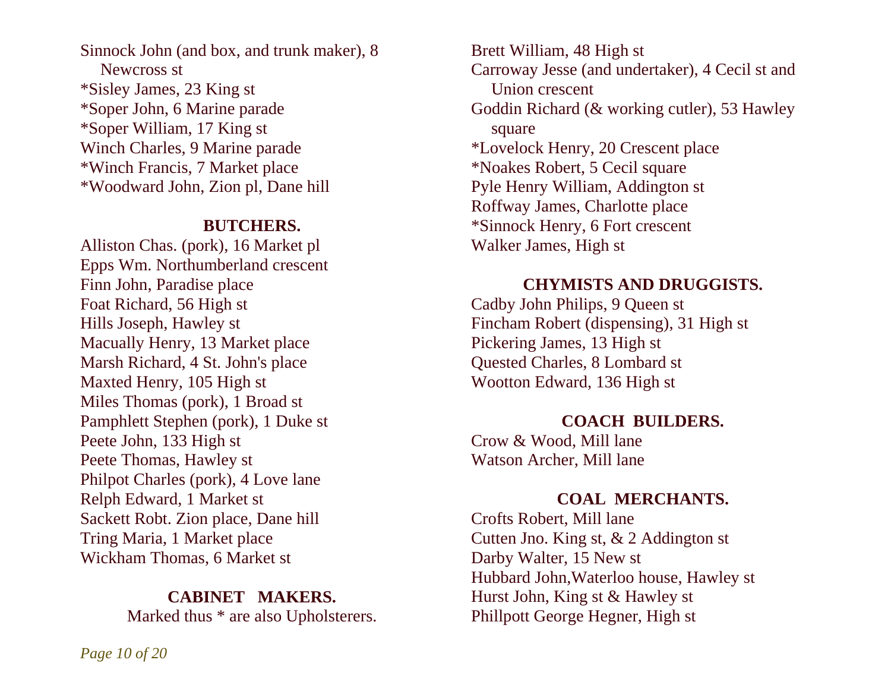Sinnock John (and box, and trunk maker), 8 Newcross st
*Sisley James, 23 King st
*Soper John, 6 Marine parade
*Soper William, 17 King st
Winch Charles, 9 Marine parade
*Winch Francis, 7 Market place
*Woodward John, Zion pl, Dane hill

## BUTCHERS.

Alliston Chas. (pork), 16 Market pl
Epps Wm. Northumberland crescent
Finn John, Paradise place
Foat Richard, 56 High st
Hills Joseph, Hawley st
Macually Henry, 13 Market place
Marsh Richard, 4 St. John's place
Maxted Henry, 105 High st
Miles Thomas (pork), 1 Broad st
Pamphlett Stephen (pork), 1 Duke st
Peete John, 133 High st
Peete Thomas, Hawley st
Philpot Charles (pork), 4 Love lane
Relph Edward, 1 Market st
Sackett Robt. Zion place, Dane hill
Tring Maria, 1 Market place
Wickham Thomas, 6 Market st

## CABINET MAKERS.

Marked thus * are also Upholsterers.

Brett William, 48 High st
Carroway Jesse (and undertaker), 4 Cecil st and Union crescent
Goddin Richard (& working cutler), 53 Hawley square
*Lovelock Henry, 20 Crescent place
*Noakes Robert, 5 Cecil square
Pyle Henry William, Addington st
Roffway James, Charlotte place
*Sinnock Henry, 6 Fort crescent
Walker James, High st

## CHYMISTS AND DRUGGISTS.

Cadby John Philips, 9 Queen st
Fincham Robert (dispensing), 31 High st
Pickering James, 13 High st
Quested Charles, 8 Lombard st
Wootton Edward, 136 High st

## COACH BUILDERS.

Crow & Wood, Mill lane
Watson Archer, Mill lane

## COAL MERCHANTS.

Crofts Robert, Mill lane
Cutten Jno. King st, & 2 Addington st
Darby Walter, 15 New st
Hubbard John,Waterloo house, Hawley st
Hurst John, King st & Hawley st
Phillpott George Hegner, High st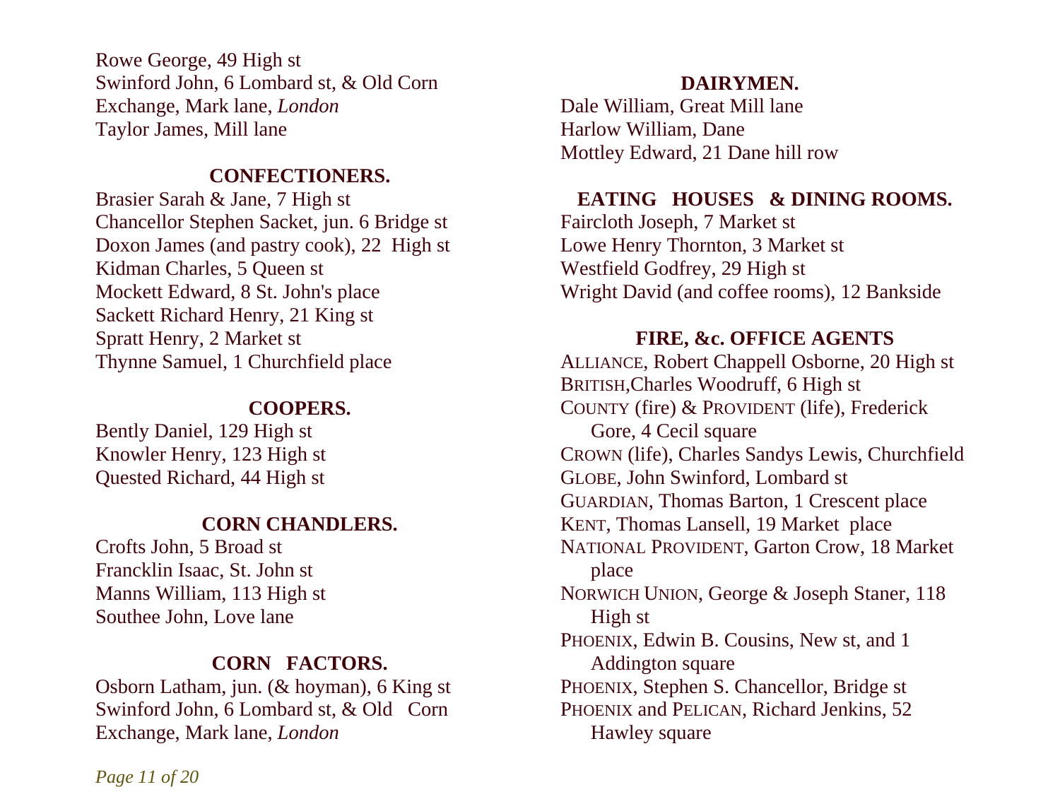Rowe George, 49 High st
Swinford John, 6 Lombard st, & Old Corn Exchange, Mark lane, *London*
Taylor James, Mill lane

### CONFECTIONERS.

Brasier Sarah & Jane, 7 High st
Chancellor Stephen Sacket, jun. 6 Bridge st
Doxon James (and pastry cook), 22 High st
Kidman Charles, 5 Queen st
Mockett Edward, 8 St. John's place
Sackett Richard Henry, 21 King st
Spratt Henry, 2 Market st
Thynne Samuel, 1 Churchfield place

### COOPERS.

Bently Daniel, 129 High st
Knowler Henry, 123 High st
Quested Richard, 44 High st

### CORN CHANDLERS.

Crofts John, 5 Broad st
Francklin Isaac, St. John st
Manns William, 113 High st
Southee John, Love lane

### CORN FACTORS.

Osborn Latham, jun. (& hoyman), 6 King st
Swinford John, 6 Lombard st, & Old Corn Exchange, Mark lane, *London*

### DAIRYMEN.

Dale William, Great Mill lane
Harlow William, Dane
Mottley Edward, 21 Dane hill row

### EATING HOUSES & DINING ROOMS.

Faircloth Joseph, 7 Market st
Lowe Henry Thornton, 3 Market st
Westfield Godfrey, 29 High st
Wright David (and coffee rooms), 12 Bankside

### FIRE, &c. OFFICE AGENTS

ALLIANCE, Robert Chappell Osborne, 20 High st
BRITISH,Charles Woodruff, 6 High st
COUNTY (fire) & PROVIDENT (life), Frederick Gore, 4 Cecil square
CROWN (life), Charles Sandys Lewis, Churchfield
GLOBE, John Swinford, Lombard st
GUARDIAN, Thomas Barton, 1 Crescent place
KENT, Thomas Lansell, 19 Market place
NATIONAL PROVIDENT, Garton Crow, 18 Market place
NORWICH UNION, George & Joseph Staner, 118 High st
PHOENIX, Edwin B. Cousins, New st, and 1 Addington square
PHOENIX, Stephen S. Chancellor, Bridge st
PHOENIX and PELICAN, Richard Jenkins, 52 Hawley square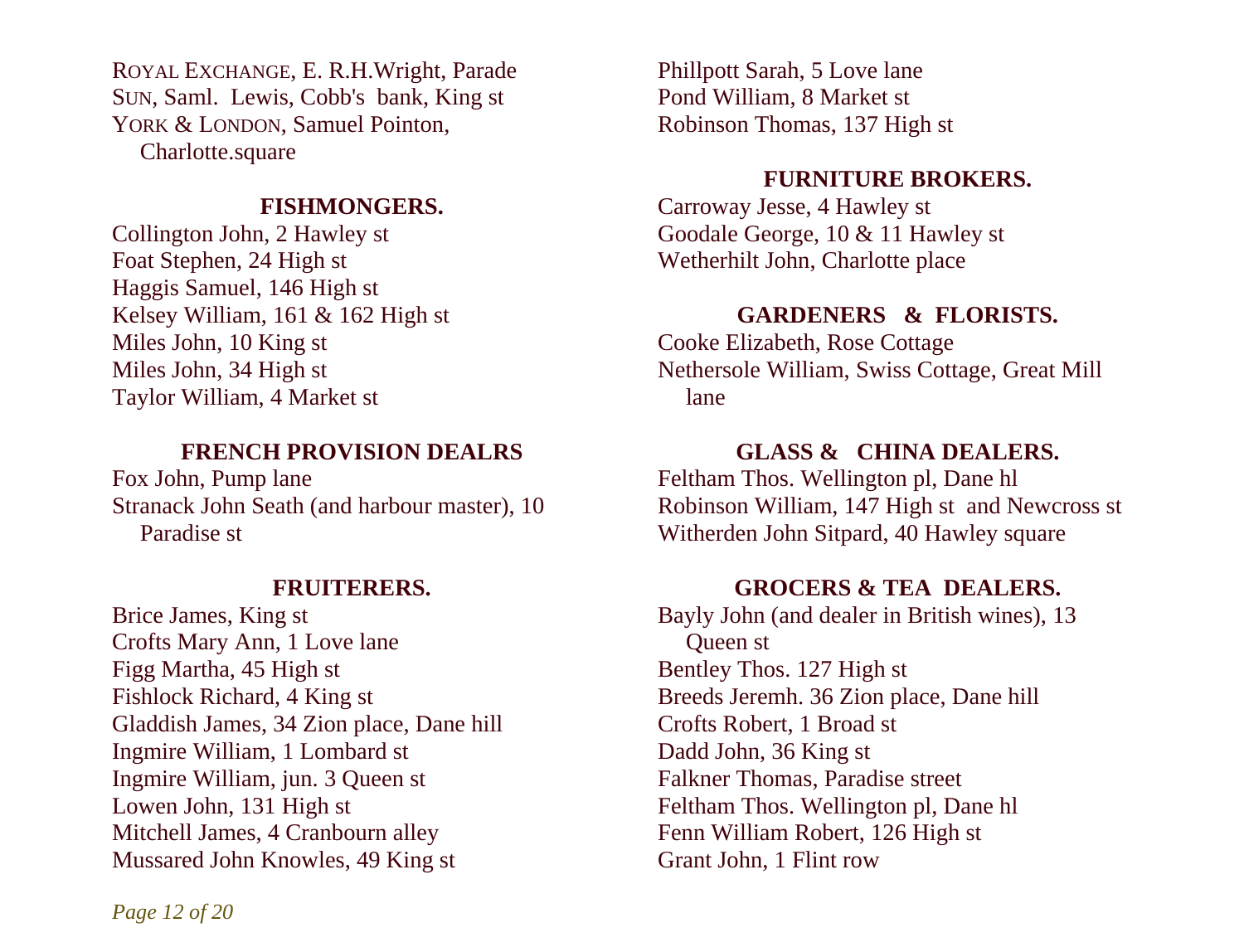ROYAL EXCHANGE, E. R.H.Wright, Parade
SUN, Saml. Lewis, Cobb's bank, King st
YORK & LONDON, Samuel Pointon, Charlotte.square

## FISHMONGERS.

Collington John, 2 Hawley st
Foat Stephen, 24 High st
Haggis Samuel, 146 High st
Kelsey William, 161 & 162 High st
Miles John, 10 King st
Miles John, 34 High st
Taylor William, 4 Market st

## FRENCH PROVISION DEALRS

Fox John, Pump lane
Stranack John Seath (and harbour master), 10 Paradise st

## FRUITERERS.

Brice James, King st
Crofts Mary Ann, 1 Love lane
Figg Martha, 45 High st
Fishlock Richard, 4 King st
Gladdish James, 34 Zion place, Dane hill
Ingmire William, 1 Lombard st
Ingmire William, jun. 3 Queen st
Lowen John, 131 High st
Mitchell James, 4 Cranbourn alley
Mussared John Knowles, 49 King st
Phillpott Sarah, 5 Love lane
Pond William, 8 Market st
Robinson Thomas, 137 High st

## FURNITURE BROKERS.

Carroway Jesse, 4 Hawley st
Goodale George, 10 & 11 Hawley st
Wetherhilt John, Charlotte place

## GARDENERS & FLORISTS.

Cooke Elizabeth, Rose Cottage
Nethersole William, Swiss Cottage, Great Mill lane

## GLASS & CHINA DEALERS.

Feltham Thos. Wellington pl, Dane hl
Robinson William, 147 High st and Newcross st
Witherden John Sitpard, 40 Hawley square

## GROCERS & TEA DEALERS.

Bayly John (and dealer in British wines), 13 Queen st
Bentley Thos. 127 High st
Breeds Jeremh. 36 Zion place, Dane hill
Crofts Robert, 1 Broad st
Dadd John, 36 King st
Falkner Thomas, Paradise street
Feltham Thos. Wellington pl, Dane hl
Fenn William Robert, 126 High st
Grant John, 1 Flint row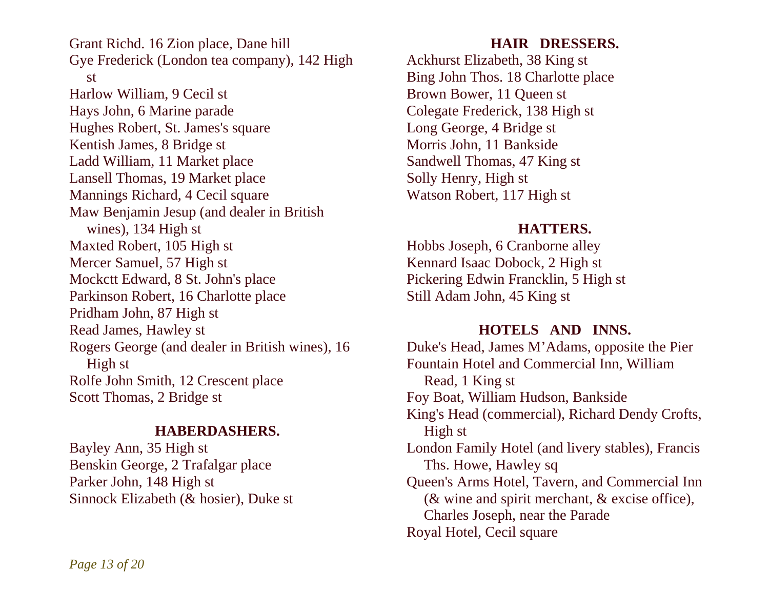Grant Richd. 16 Zion place, Dane hill
Gye Frederick (London tea company), 142 High st
Harlow William, 9 Cecil st
Hays John, 6 Marine parade
Hughes Robert, St. James's square
Kentish James, 8 Bridge st
Ladd William, 11 Market place
Lansell Thomas, 19 Market place
Mannings Richard, 4 Cecil square
Maw Benjamin Jesup (and dealer in British wines), 134 High st
Maxted Robert, 105 High st
Mercer Samuel, 57 High st
Mockctt Edward, 8 St. John's place
Parkinson Robert, 16 Charlotte place
Pridham John, 87 High st
Read James, Hawley st
Rogers George (and dealer in British wines), 16 High st
Rolfe John Smith, 12 Crescent place
Scott Thomas, 2 Bridge st

## HABERDASHERS.

Bayley Ann, 35 High st
Benskin George, 2 Trafalgar place
Parker John, 148 High st
Sinnock Elizabeth (& hosier), Duke st

## HAIR DRESSERS.

Ackhurst Elizabeth, 38 King st
Bing John Thos. 18 Charlotte place
Brown Bower, 11 Queen st
Colegate Frederick, 138 High st
Long George, 4 Bridge st
Morris John, 11 Bankside
Sandwell Thomas, 47 King st
Solly Henry, High st
Watson Robert, 117 High st

## HATTERS.

Hobbs Joseph, 6 Cranborne alley
Kennard Isaac Dobock, 2 High st
Pickering Edwin Francklin, 5 High st
Still Adam John, 45 King st

## HOTELS AND INNS.

Duke's Head, James M'Adams, opposite the Pier
Fountain Hotel and Commercial Inn, William Read, 1 King st
Foy Boat, William Hudson, Bankside
King's Head (commercial), Richard Dendy Crofts, High st
London Family Hotel (and livery stables), Francis Ths. Howe, Hawley sq
Queen's Arms Hotel, Tavern, and Commercial Inn (& wine and spirit merchant, & excise office), Charles Joseph, near the Parade
Royal Hotel, Cecil square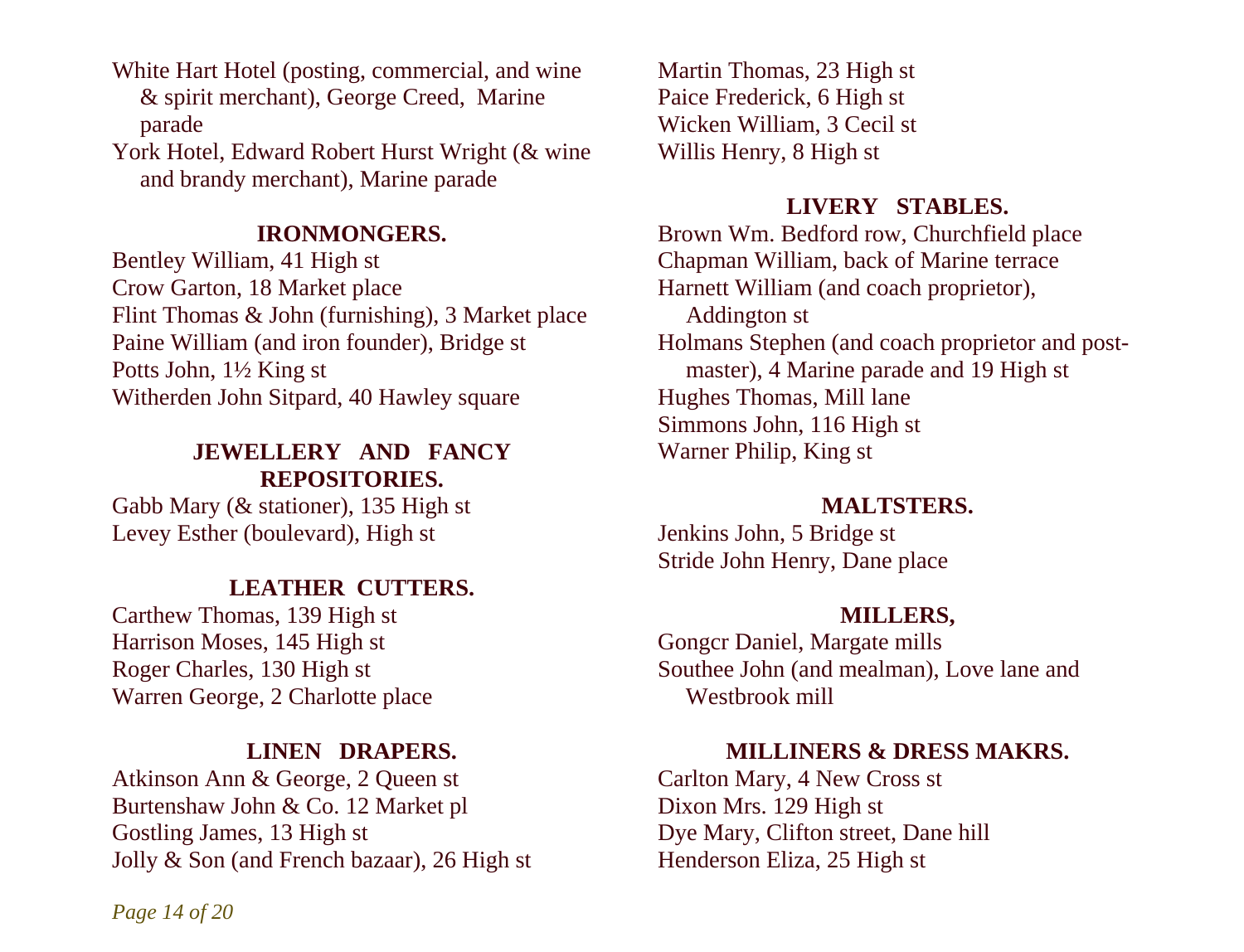White Hart Hotel (posting, commercial, and wine & spirit merchant), George Creed, Marine parade
York Hotel, Edward Robert Hurst Wright (& wine and brandy merchant), Marine parade

### IRONMONGERS.

Bentley William, 41 High st
Crow Garton, 18 Market place
Flint Thomas & John (furnishing), 3 Market place
Paine William (and iron founder), Bridge st
Potts John, 1½ King st
Witherden John Sitpard, 40 Hawley square

### JEWELLERY AND FANCY REPOSITORIES.

Gabb Mary (& stationer), 135 High st
Levey Esther (boulevard), High st

### LEATHER CUTTERS.

Carthew Thomas, 139 High st
Harrison Moses, 145 High st
Roger Charles, 130 High st
Warren George, 2 Charlotte place

### LINEN DRAPERS.

Atkinson Ann & George, 2 Queen st
Burtenshaw John & Co. 12 Market pl
Gostling James, 13 High st
Jolly & Son (and French bazaar), 26 High st
Martin Thomas, 23 High st
Paice Frederick, 6 High st
Wicken William, 3 Cecil st
Willis Henry, 8 High st

### LIVERY STABLES.

Brown Wm. Bedford row, Churchfield place
Chapman William, back of Marine terrace
Harnett William (and coach proprietor), Addington st
Holmans Stephen (and coach proprietor and post-master), 4 Marine parade and 19 High st
Hughes Thomas, Mill lane
Simmons John, 116 High st
Warner Philip, King st

### MALTSTERS.

Jenkins John, 5 Bridge st
Stride John Henry, Dane place

### MILLERS,

Gongcr Daniel, Margate mills
Southee John (and mealman), Love lane and Westbrook mill

### MILLINERS & DRESS MAKRS.

Carlton Mary, 4 New Cross st
Dixon Mrs. 129 High st
Dye Mary, Clifton street, Dane hill
Henderson Eliza, 25 High st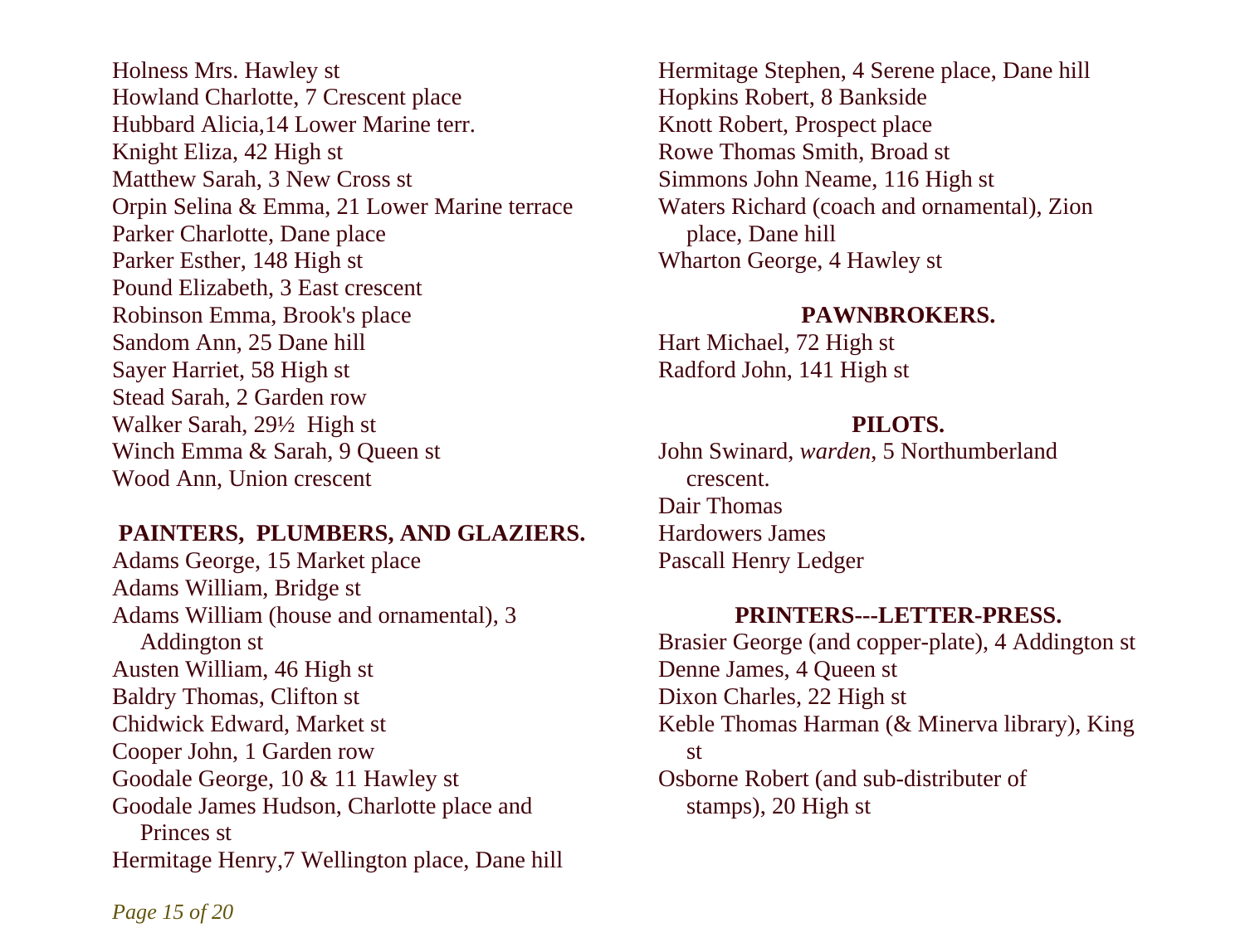Holness Mrs. Hawley st
Howland Charlotte, 7 Crescent place
Hubbard Alicia,14 Lower Marine terr.
Knight Eliza, 42 High st
Matthew Sarah, 3 New Cross st
Orpin Selina & Emma, 21 Lower Marine terrace
Parker Charlotte, Dane place
Parker Esther, 148 High st
Pound Elizabeth, 3 East crescent
Robinson Emma, Brook's place
Sandom Ann, 25 Dane hill
Sayer Harriet, 58 High st
Stead Sarah, 2 Garden row
Walker Sarah, 29½ High st
Winch Emma & Sarah, 9 Queen st
Wood Ann, Union crescent

## PAINTERS, PLUMBERS, AND GLAZIERS.

Adams George, 15 Market place
Adams William, Bridge st
Adams William (house and ornamental), 3 Addington st
Austen William, 46 High st
Baldry Thomas, Clifton st
Chidwick Edward, Market st
Cooper John, 1 Garden row
Goodale George, 10 & 11 Hawley st
Goodale James Hudson, Charlotte place and Princes st
Hermitage Henry,7 Wellington place, Dane hill
Hermitage Stephen, 4 Serene place, Dane hill
Hopkins Robert, 8 Bankside
Knott Robert, Prospect place
Rowe Thomas Smith, Broad st
Simmons John Neame, 116 High st
Waters Richard (coach and ornamental), Zion place, Dane hill
Wharton George, 4 Hawley st

## PAWNBROKERS.

Hart Michael, 72 High st
Radford John, 141 High st

## PILOTS.

John Swinard, *warden*, 5 Northumberland crescent.
Dair Thomas
Hardowers James
Pascall Henry Ledger

## PRINTERS---LETTER-PRESS.

Brasier George (and copper-plate), 4 Addington st
Denne James, 4 Queen st
Dixon Charles, 22 High st
Keble Thomas Harman (& Minerva library), King st
Osborne Robert (and sub-distributer of stamps), 20 High st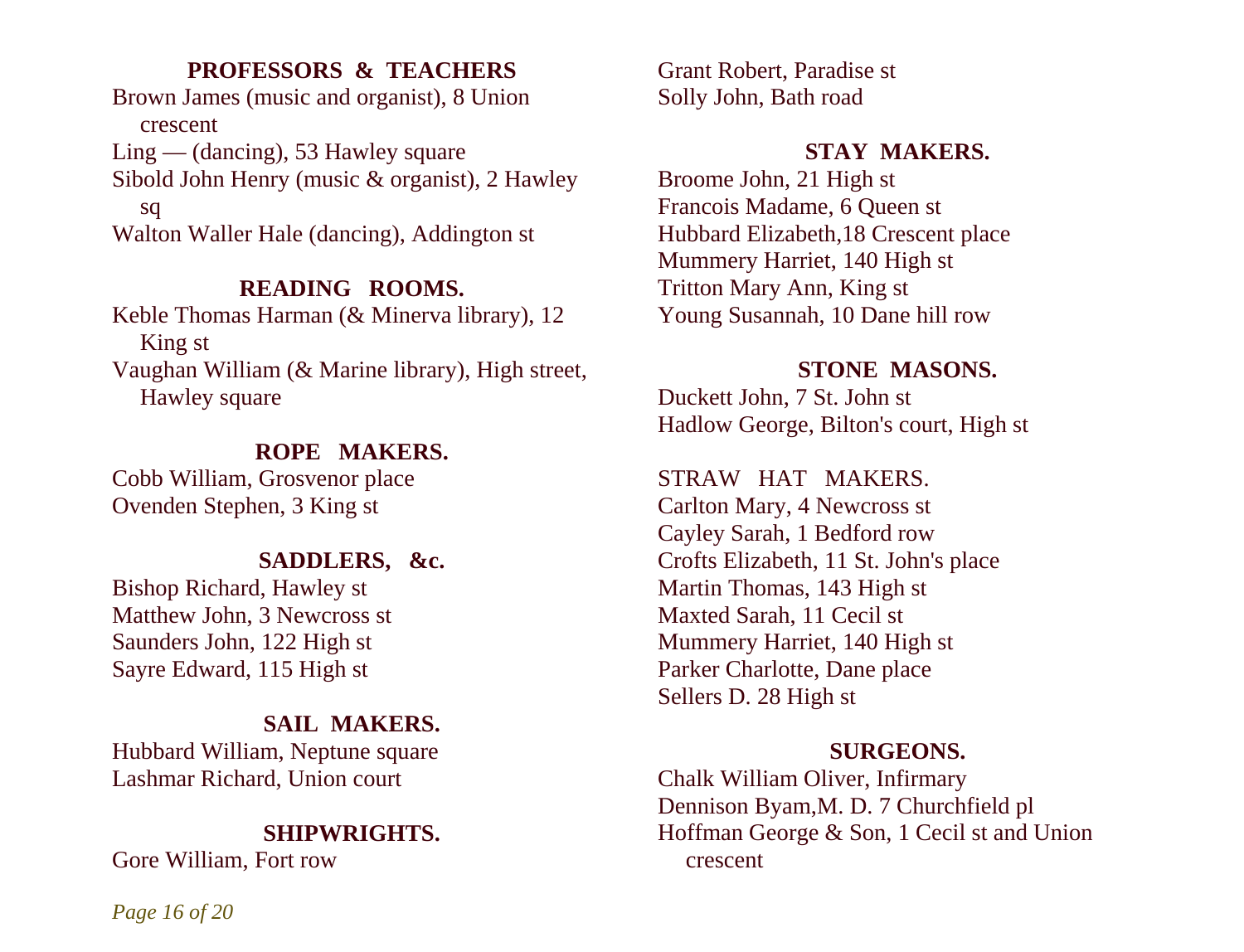## PROFESSORS & TEACHERS

Brown James (music and organist), 8 Union crescent
Ling — (dancing), 53 Hawley square
Sibold John Henry (music & organist), 2 Hawley sq
Walton Waller Hale (dancing), Addington st

## READING ROOMS.

Keble Thomas Harman (& Minerva library), 12 King st
Vaughan William (& Marine library), High street, Hawley square

## ROPE MAKERS.

Cobb William, Grosvenor place
Ovenden Stephen, 3 King st

## SADDLERS, &c.

Bishop Richard, Hawley st
Matthew John, 3 Newcross st
Saunders John, 122 High st
Sayre Edward, 115 High st

## SAIL MAKERS.

Hubbard William, Neptune square
Lashmar Richard, Union court

## SHIPWRIGHTS.

Gore William, Fort row
Grant Robert, Paradise st
Solly John, Bath road

## STAY MAKERS.

Broome John, 21 High st
Francois Madame, 6 Queen st
Hubbard Elizabeth,18 Crescent place
Mummery Harriet, 140 High st
Tritton Mary Ann, King st
Young Susannah, 10 Dane hill row

## STONE MASONS.

Duckett John, 7 St. John st
Hadlow George, Bilton's court, High st

STRAW HAT MAKERS.

Carlton Mary, 4 Newcross st
Cayley Sarah, 1 Bedford row
Crofts Elizabeth, 11 St. John's place
Martin Thomas, 143 High st
Maxted Sarah, 11 Cecil st
Mummery Harriet, 140 High st
Parker Charlotte, Dane place
Sellers D. 28 High st

## SURGEONS.

Chalk William Oliver, Infirmary
Dennison Byam,M. D. 7 Churchfield pl
Hoffman George & Son, 1 Cecil st and Union crescent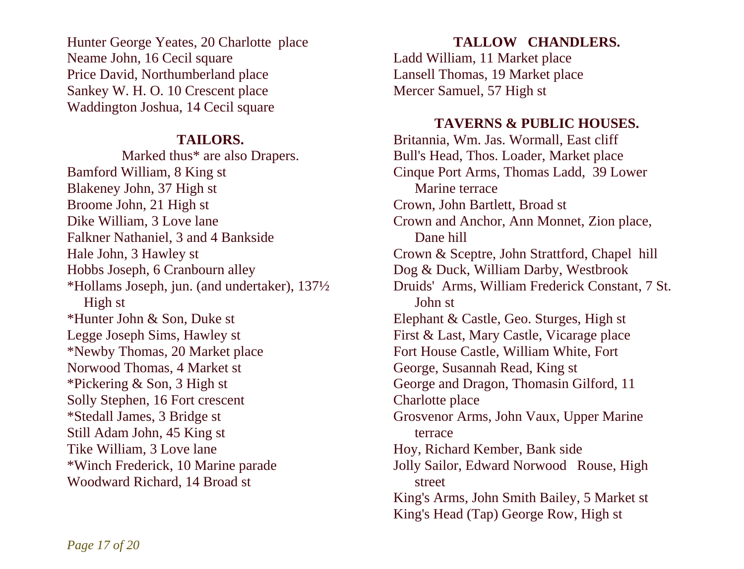Hunter George Yeates, 20 Charlotte place
Neame John, 16 Cecil square
Price David, Northumberland place
Sankey W. H. O. 10 Crescent place
Waddington Joshua, 14 Cecil square

## TAILORS.

Marked thus* are also Drapers.

Bamford William, 8 King st
Blakeney John, 37 High st
Broome John, 21 High st
Dike William, 3 Love lane
Falkner Nathaniel, 3 and 4 Bankside
Hale John, 3 Hawley st
Hobbs Joseph, 6 Cranbourn alley
*Hollams Joseph, jun. (and undertaker), 137½ High st
*Hunter John & Son, Duke st
Legge Joseph Sims, Hawley st
*Newby Thomas, 20 Market place
Norwood Thomas, 4 Market st
*Pickering & Son, 3 High st
Solly Stephen, 16 Fort crescent
*Stedall James, 3 Bridge st
Still Adam John, 45 King st
Tike William, 3 Love lane
*Winch Frederick, 10 Marine parade
Woodward Richard, 14 Broad st

## TALLOW CHANDLERS.

Ladd William, 11 Market place
Lansell Thomas, 19 Market place
Mercer Samuel, 57 High st

## TAVERNS & PUBLIC HOUSES.

Britannia, Wm. Jas. Wormall, East cliff
Bull's Head, Thos. Loader, Market place
Cinque Port Arms, Thomas Ladd, 39 Lower Marine terrace
Crown, John Bartlett, Broad st
Crown and Anchor, Ann Monnet, Zion place, Dane hill
Crown & Sceptre, John Strattford, Chapel hill
Dog & Duck, William Darby, Westbrook
Druids' Arms, William Frederick Constant, 7 St. John st
Elephant & Castle, Geo. Sturges, High st
First & Last, Mary Castle, Vicarage place
Fort House Castle, William White, Fort
George, Susannah Read, King st
George and Dragon, Thomasin Gilford, 11 Charlotte place
Grosvenor Arms, John Vaux, Upper Marine terrace
Hoy, Richard Kember, Bank side
Jolly Sailor, Edward Norwood Rouse, High street
King's Arms, John Smith Bailey, 5 Market st
King's Head (Tap) George Row, High st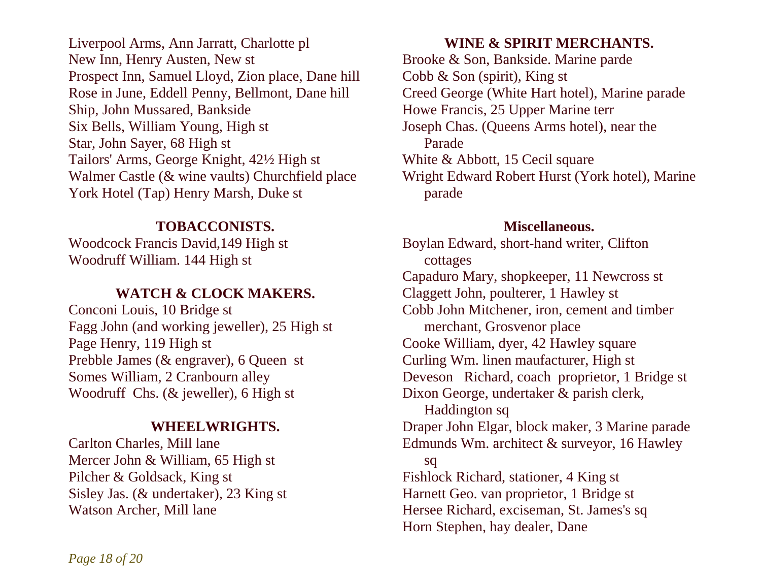Liverpool Arms, Ann Jarratt, Charlotte pl
New Inn, Henry Austen, New st
Prospect Inn, Samuel Lloyd, Zion place, Dane hill
Rose in June, Eddell Penny, Bellmont, Dane hill
Ship, John Mussared, Bankside
Six Bells, William Young, High st
Star, John Sayer, 68 High st
Tailors' Arms, George Knight, 42½ High st
Walmer Castle (& wine vaults) Churchfield place
York Hotel (Tap) Henry Marsh, Duke st

### TOBACCONISTS.

Woodcock Francis David,149 High st
Woodruff William. 144 High st

### WATCH & CLOCK MAKERS.

Conconi Louis, 10 Bridge st
Fagg John (and working jeweller), 25 High st
Page Henry, 119 High st
Prebble James (& engraver), 6 Queen st
Somes William, 2 Cranbourn alley
Woodruff Chs. (& jeweller), 6 High st

### WHEELWRIGHTS.

Carlton Charles, Mill lane
Mercer John & William, 65 High st
Pilcher & Goldsack, King st
Sisley Jas. (& undertaker), 23 King st
Watson Archer, Mill lane

### WINE & SPIRIT MERCHANTS.

Brooke & Son, Bankside. Marine parde
Cobb & Son (spirit), King st
Creed George (White Hart hotel), Marine parade
Howe Francis, 25 Upper Marine terr
Joseph Chas. (Queens Arms hotel), near the Parade
White & Abbott, 15 Cecil square
Wright Edward Robert Hurst (York hotel), Marine parade

### Miscellaneous.

Boylan Edward, short-hand writer, Clifton cottages
Capaduro Mary, shopkeeper, 11 Newcross st
Claggett John, poulterer, 1 Hawley st
Cobb John Mitchener, iron, cement and timber merchant, Grosvenor place
Cooke William, dyer, 42 Hawley square
Curling Wm. linen maufacturer, High st
Deveson Richard, coach proprietor, 1 Bridge st
Dixon George, undertaker & parish clerk, Haddington sq
Draper John Elgar, block maker, 3 Marine parade
Edmunds Wm. architect & surveyor, 16 Hawley sq
Fishlock Richard, stationer, 4 King st
Harnett Geo. van proprietor, 1 Bridge st
Hersee Richard, exciseman, St. James's sq
Horn Stephen, hay dealer, Dane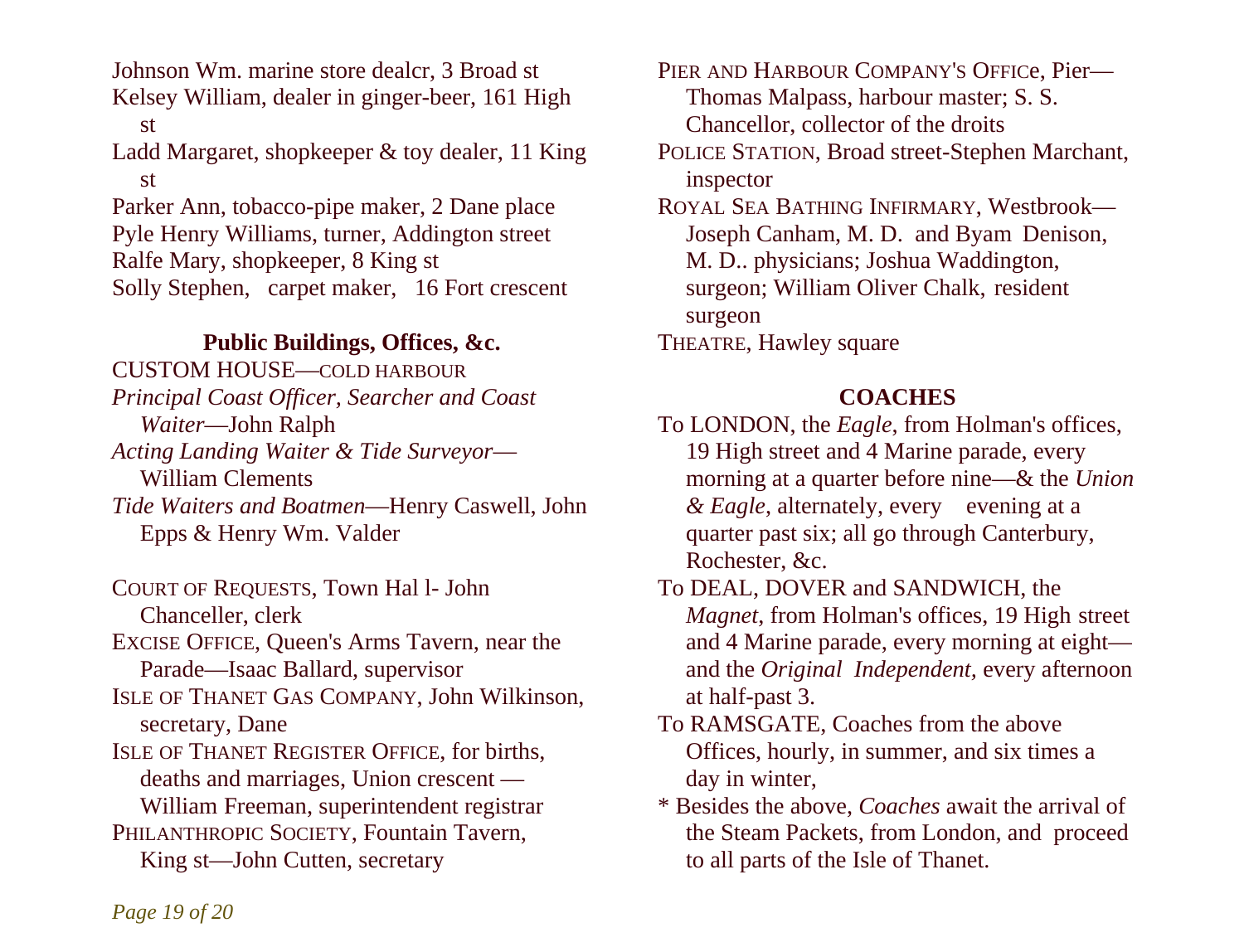Johnson Wm. marine store dealcr, 3 Broad st
Kelsey William, dealer in ginger-beer, 161 High st
Ladd Margaret, shopkeeper & toy dealer, 11 King st
Parker Ann, tobacco-pipe maker, 2 Dane place
Pyle Henry Williams, turner, Addington street
Ralfe Mary, shopkeeper, 8 King st
Solly Stephen, carpet maker, 16 Fort crescent

**Public Buildings, Offices, &c.**

CUSTOM HOUSE—COLD HARBOUR
*Principal Coast Officer, Searcher and Coast Waiter*—John Ralph
*Acting Landing Waiter & Tide Surveyor*—William Clements
*Tide Waiters and Boatmen*—Henry Caswell, John Epps & Henry Wm. Valder

COURT OF REQUESTS, Town Hal l- John Chanceller, clerk
EXCISE OFFICE, Queen's Arms Tavern, near the Parade—Isaac Ballard, supervisor
ISLE OF THANET GAS COMPANY, John Wilkinson, secretary, Dane
ISLE OF THANET REGISTER OFFICE, for births, deaths and marriages, Union crescent —William Freeman, superintendent registrar
PHILANTHROPIC SOCIETY, Fountain Tavern, King st—John Cutten, secretary
PIER AND HARBOUR COMPANY'S OFFICE, Pier—Thomas Malpass, harbour master; S. S. Chancellor, collector of the droits
POLICE STATION, Broad street-Stephen Marchant, inspector
ROYAL SEA BATHING INFIRMARY, Westbrook—Joseph Canham, M. D. and Byam Denison, M. D.. physicians; Joshua Waddington, surgeon; William Oliver Chalk, resident surgeon
THEATRE, Hawley square

**COACHES**

To LONDON, the *Eagle*, from Holman's offices, 19 High street and 4 Marine parade, every morning at a quarter before nine—& the *Union & Eagle*, alternately, every evening at a quarter past six; all go through Canterbury, Rochester, &c.
To DEAL, DOVER and SANDWICH, the *Magnet*, from Holman's offices, 19 High street and 4 Marine parade, every morning at eight—and the *Original Independent*, every afternoon at half-past 3.
To RAMSGATE, Coaches from the above Offices, hourly, in summer, and six times a day in winter,
* Besides the above, *Coaches* await the arrival of the Steam Packets, from London, and proceed to all parts of the Isle of Thanet.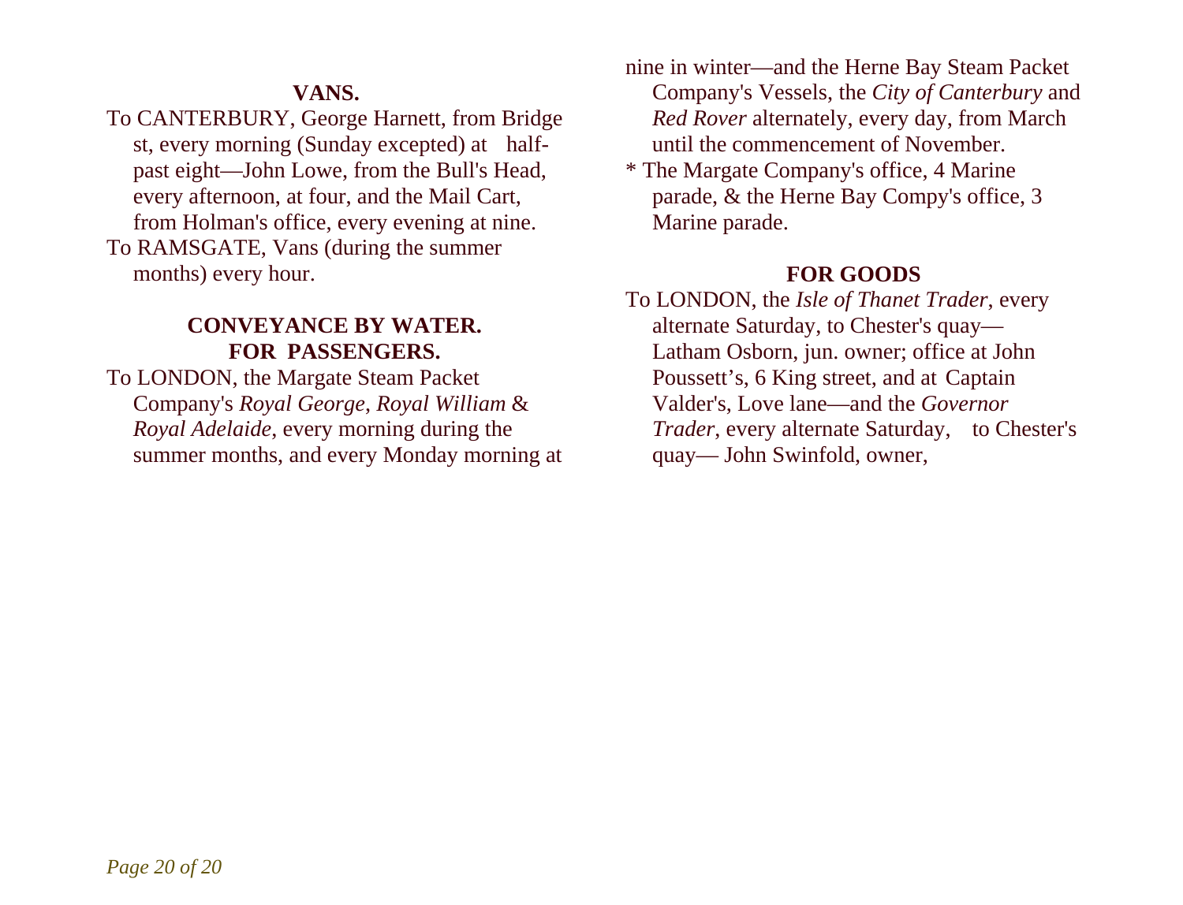### VANS.

To CANTERBURY, George Harnett, from Bridge st, every morning (Sunday excepted) at half-past eight—John Lowe, from the Bull's Head, every afternoon, at four, and the Mail Cart, from Holman's office, every evening at nine.

To RAMSGATE, Vans (during the summer months) every hour.

### CONVEYANCE BY WATER.
### FOR PASSENGERS.

To LONDON, the Margate Steam Packet Company's *Royal George, Royal William* & *Royal Adelaide*, every morning during the summer months, and every Monday morning at nine in winter—and the Herne Bay Steam Packet Company's Vessels, the *City of Canterbury* and *Red Rover* alternately, every day, from March until the commencement of November.

* The Margate Company's office, 4 Marine parade, & the Herne Bay Compy's office, 3 Marine parade.

### FOR GOODS

To LONDON, the *Isle of Thanet Trader*, every alternate Saturday, to Chester's quay—Latham Osborn, jun. owner; office at John Poussett's, 6 King street, and at Captain Valder's, Love lane—and the *Governor Trader*, every alternate Saturday, to Chester's quay— John Swinfold, owner,